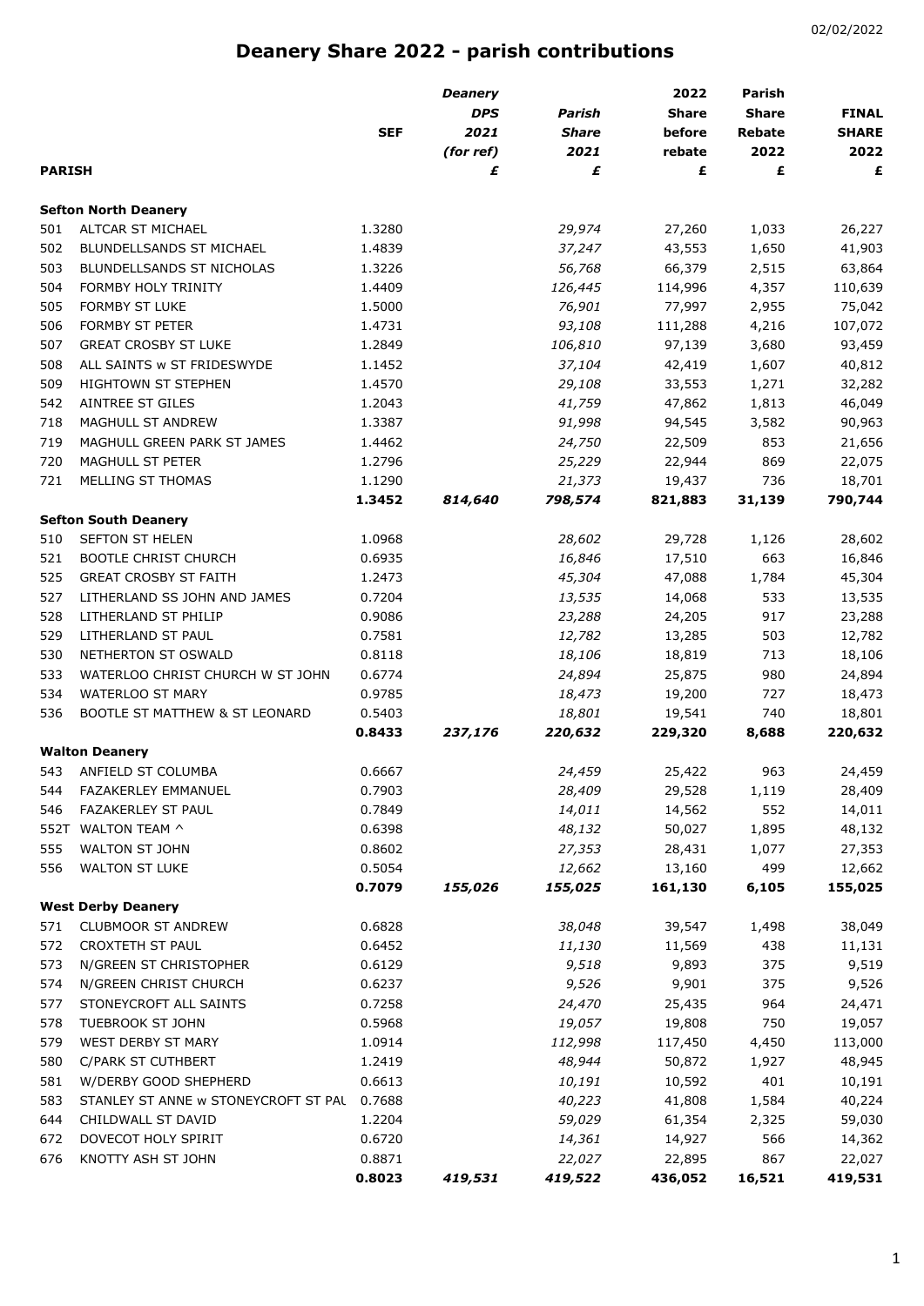02/02/2022

# Deanery Share 2022 - parish contributions

| PARISH | | SEF | Deanery DPS 2021 (for ref) £ | Parish Share 2021 £ | 2022 Share before rebate £ | Parish Share Rebate 2022 £ | FINAL SHARE 2022 £ |
|---|---|---|---|---|---|---|---|
| **Sefton North Deanery** | | | | | | | |
| 501 | ALTCAR ST MICHAEL | 1.3280 | | *29,974* | 27,260 | 1,033 | 26,227 |
| 502 | BLUNDELLSANDS ST MICHAEL | 1.4839 | | *37,247* | 43,553 | 1,650 | 41,903 |
| 503 | BLUNDELLSANDS ST NICHOLAS | 1.3226 | | *56,768* | 66,379 | 2,515 | 63,864 |
| 504 | FORMBY HOLY TRINITY | 1.4409 | | *126,445* | 114,996 | 4,357 | 110,639 |
| 505 | FORMBY ST LUKE | 1.5000 | | *76,901* | 77,997 | 2,955 | 75,042 |
| 506 | FORMBY ST PETER | 1.4731 | | *93,108* | 111,288 | 4,216 | 107,072 |
| 507 | GREAT CROSBY ST LUKE | 1.2849 | | *106,810* | 97,139 | 3,680 | 93,459 |
| 508 | ALL SAINTS w ST FRIDESWYDE | 1.1452 | | *37,104* | 42,419 | 1,607 | 40,812 |
| 509 | HIGHTOWN ST STEPHEN | 1.4570 | | *29,108* | 33,553 | 1,271 | 32,282 |
| 542 | AINTREE ST GILES | 1.2043 | | *41,759* | 47,862 | 1,813 | 46,049 |
| 718 | MAGHULL ST ANDREW | 1.3387 | | *91,998* | 94,545 | 3,582 | 90,963 |
| 719 | MAGHULL GREEN PARK ST JAMES | 1.4462 | | *24,750* | 22,509 | 853 | 21,656 |
| 720 | MAGHULL ST PETER | 1.2796 | | *25,229* | 22,944 | 869 | 22,075 |
| 721 | MELLING ST THOMAS | 1.1290 | | *21,373* | 19,437 | 736 | 18,701 |
| | | **1.3452** | ***814,640*** | ***798,574*** | **821,883** | **31,139** | **790,744** |
| **Sefton South Deanery** | | | | | | | |
| 510 | SEFTON ST HELEN | 1.0968 | | *28,602* | 29,728 | 1,126 | 28,602 |
| 521 | BOOTLE CHRIST CHURCH | 0.6935 | | *16,846* | 17,510 | 663 | 16,846 |
| 525 | GREAT CROSBY ST FAITH | 1.2473 | | *45,304* | 47,088 | 1,784 | 45,304 |
| 527 | LITHERLAND SS JOHN AND JAMES | 0.7204 | | *13,535* | 14,068 | 533 | 13,535 |
| 528 | LITHERLAND ST PHILIP | 0.9086 | | *23,288* | 24,205 | 917 | 23,288 |
| 529 | LITHERLAND ST PAUL | 0.7581 | | *12,782* | 13,285 | 503 | 12,782 |
| 530 | NETHERTON ST OSWALD | 0.8118 | | *18,106* | 18,819 | 713 | 18,106 |
| 533 | WATERLOO CHRIST CHURCH W ST JOHN | 0.6774 | | *24,894* | 25,875 | 980 | 24,894 |
| 534 | WATERLOO ST MARY | 0.9785 | | *18,473* | 19,200 | 727 | 18,473 |
| 536 | BOOTLE ST MATTHEW & ST LEONARD | 0.5403 | | *18,801* | 19,541 | 740 | 18,801 |
| | | **0.8433** | ***237,176*** | ***220,632*** | **229,320** | **8,688** | **220,632** |
| **Walton Deanery** | | | | | | | |
| 543 | ANFIELD ST COLUMBA | 0.6667 | | *24,459* | 25,422 | 963 | 24,459 |
| 544 | FAZAKERLEY EMMANUEL | 0.7903 | | *28,409* | 29,528 | 1,119 | 28,409 |
| 546 | FAZAKERLEY ST PAUL | 0.7849 | | *14,011* | 14,562 | 552 | 14,011 |
| 552T | WALTON TEAM ^ | 0.6398 | | *48,132* | 50,027 | 1,895 | 48,132 |
| 555 | WALTON ST JOHN | 0.8602 | | *27,353* | 28,431 | 1,077 | 27,353 |
| 556 | WALTON ST LUKE | 0.5054 | | *12,662* | 13,160 | 499 | 12,662 |
| | | **0.7079** | ***155,026*** | ***155,025*** | **161,130** | **6,105** | **155,025** |
| **West Derby Deanery** | | | | | | | |
| 571 | CLUBMOOR ST ANDREW | 0.6828 | | *38,048* | 39,547 | 1,498 | 38,049 |
| 572 | CROXTETH ST PAUL | 0.6452 | | *11,130* | 11,569 | 438 | 11,131 |
| 573 | N/GREEN ST CHRISTOPHER | 0.6129 | | *9,518* | 9,893 | 375 | 9,519 |
| 574 | N/GREEN CHRIST CHURCH | 0.6237 | | *9,526* | 9,901 | 375 | 9,526 |
| 577 | STONEYCROFT ALL SAINTS | 0.7258 | | *24,470* | 25,435 | 964 | 24,471 |
| 578 | TUEBROOK ST JOHN | 0.5968 | | *19,057* | 19,808 | 750 | 19,057 |
| 579 | WEST DERBY ST MARY | 1.0914 | | *112,998* | 117,450 | 4,450 | 113,000 |
| 580 | C/PARK ST CUTHBERT | 1.2419 | | *48,944* | 50,872 | 1,927 | 48,945 |
| 581 | W/DERBY GOOD SHEPHERD | 0.6613 | | *10,191* | 10,592 | 401 | 10,191 |
| 583 | STANLEY ST ANNE w STONEYCROFT ST PAU | 0.7688 | | *40,223* | 41,808 | 1,584 | 40,224 |
| 644 | CHILDWALL ST DAVID | 1.2204 | | *59,029* | 61,354 | 2,325 | 59,030 |
| 672 | DOVECOT HOLY SPIRIT | 0.6720 | | *14,361* | 14,927 | 566 | 14,362 |
| 676 | KNOTTY ASH ST JOHN | 0.8871 | | *22,027* | 22,895 | 867 | 22,027 |
| | | **0.8023** | ***419,531*** | ***419,522*** | **436,052** | **16,521** | **419,531** |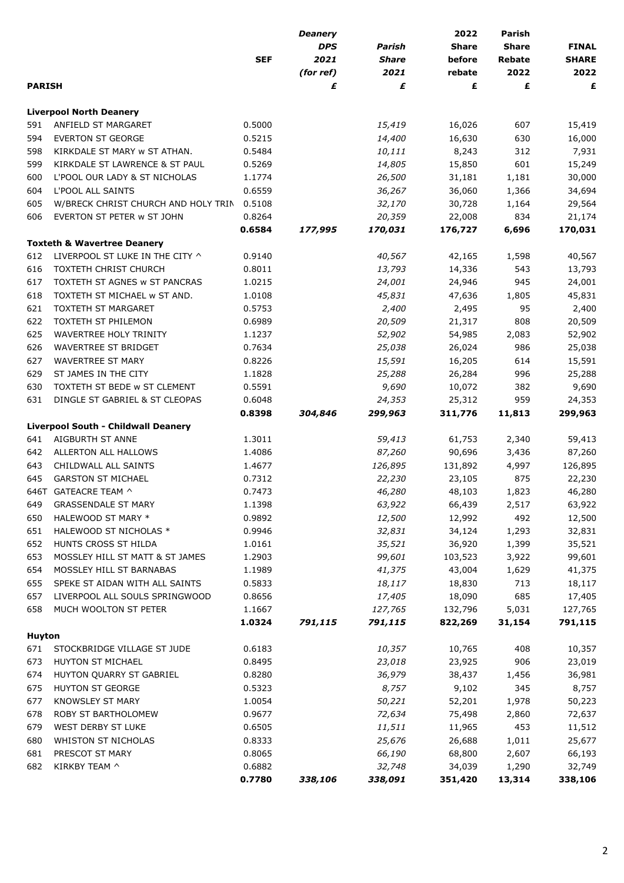| PARISH | | SEF | Deanery DPS 2021 (for ref) £ | Parish Share 2021 £ | 2022 Share before rebate £ | Parish Share Rebate 2022 £ | FINAL SHARE 2022 £ |
|---|---|---|---|---|---|---|---|
| **Liverpool North Deanery** | | | | | | | |
| 591 | ANFIELD ST MARGARET | 0.5000 | | *15,419* | 16,026 | 607 | 15,419 |
| 594 | EVERTON ST GEORGE | 0.5215 | | *14,400* | 16,630 | 630 | 16,000 |
| 598 | KIRKDALE ST MARY w ST ATHAN. | 0.5484 | | *10,111* | 8,243 | 312 | 7,931 |
| 599 | KIRKDALE ST LAWRENCE & ST PAUL | 0.5269 | | *14,805* | 15,850 | 601 | 15,249 |
| 600 | L'POOL OUR LADY & ST NICHOLAS | 1.1774 | | *26,500* | 31,181 | 1,181 | 30,000 |
| 604 | L'POOL ALL SAINTS | 0.6559 | | *36,267* | 36,060 | 1,366 | 34,694 |
| 605 | W/BRECK CHRIST CHURCH AND HOLY TRIN | 0.5108 | | *32,170* | 30,728 | 1,164 | 29,564 |
| 606 | EVERTON ST PETER w ST JOHN | 0.8264 | | *20,359* | 22,008 | 834 | 21,174 |
| | | **0.6584** | ***177,995*** | ***170,031*** | **176,727** | **6,696** | **170,031** |
| **Toxteth & Wavertree Deanery** | | | | | | | |
| 612 | LIVERPOOL ST LUKE IN THE CITY ^ | 0.9140 | | *40,567* | 42,165 | 1,598 | 40,567 |
| 616 | TOXTETH CHRIST CHURCH | 0.8011 | | *13,793* | 14,336 | 543 | 13,793 |
| 617 | TOXTETH ST AGNES w ST PANCRAS | 1.0215 | | *24,001* | 24,946 | 945 | 24,001 |
| 618 | TOXTETH ST MICHAEL w ST AND. | 1.0108 | | *45,831* | 47,636 | 1,805 | 45,831 |
| 621 | TOXTETH ST MARGARET | 0.5753 | | *2,400* | 2,495 | 95 | 2,400 |
| 622 | TOXTETH ST PHILEMON | 0.6989 | | *20,509* | 21,317 | 808 | 20,509 |
| 625 | WAVERTREE HOLY TRINITY | 1.1237 | | *52,902* | 54,985 | 2,083 | 52,902 |
| 626 | WAVERTREE ST BRIDGET | 0.7634 | | *25,038* | 26,024 | 986 | 25,038 |
| 627 | WAVERTREE ST MARY | 0.8226 | | *15,591* | 16,205 | 614 | 15,591 |
| 629 | ST JAMES IN THE CITY | 1.1828 | | *25,288* | 26,284 | 996 | 25,288 |
| 630 | TOXTETH ST BEDE w ST CLEMENT | 0.5591 | | *9,690* | 10,072 | 382 | 9,690 |
| 631 | DINGLE ST GABRIEL & ST CLEOPAS | 0.6048 | | *24,353* | 25,312 | 959 | 24,353 |
| | | **0.8398** | ***304,846*** | ***299,963*** | **311,776** | **11,813** | **299,963** |
| **Liverpool South - Childwall Deanery** | | | | | | | |
| 641 | AIGBURTH ST ANNE | 1.3011 | | *59,413* | 61,753 | 2,340 | 59,413 |
| 642 | ALLERTON ALL HALLOWS | 1.4086 | | *87,260* | 90,696 | 3,436 | 87,260 |
| 643 | CHILDWALL ALL SAINTS | 1.4677 | | *126,895* | 131,892 | 4,997 | 126,895 |
| 645 | GARSTON ST MICHAEL | 0.7312 | | *22,230* | 23,105 | 875 | 22,230 |
| 646T | GATEACRE TEAM ^ | 0.7473 | | *46,280* | 48,103 | 1,823 | 46,280 |
| 649 | GRASSENDALE ST MARY | 1.1398 | | *63,922* | 66,439 | 2,517 | 63,922 |
| 650 | HALEWOOD ST MARY * | 0.9892 | | *12,500* | 12,992 | 492 | 12,500 |
| 651 | HALEWOOD ST NICHOLAS * | 0.9946 | | *32,831* | 34,124 | 1,293 | 32,831 |
| 652 | HUNTS CROSS ST HILDA | 1.0161 | | *35,521* | 36,920 | 1,399 | 35,521 |
| 653 | MOSSLEY HILL ST MATT & ST JAMES | 1.2903 | | *99,601* | 103,523 | 3,922 | 99,601 |
| 654 | MOSSLEY HILL ST BARNABAS | 1.1989 | | *41,375* | 43,004 | 1,629 | 41,375 |
| 655 | SPEKE ST AIDAN WITH ALL SAINTS | 0.5833 | | *18,117* | 18,830 | 713 | 18,117 |
| 657 | LIVERPOOL ALL SOULS SPRINGWOOD | 0.8656 | | *17,405* | 18,090 | 685 | 17,405 |
| 658 | MUCH WOOLTON ST PETER | 1.1667 | | *127,765* | 132,796 | 5,031 | 127,765 |
| | | **1.0324** | ***791,115*** | ***791,115*** | **822,269** | **31,154** | **791,115** |
| **Huyton** | | | | | | | |
| 671 | STOCKBRIDGE VILLAGE ST JUDE | 0.6183 | | *10,357* | 10,765 | 408 | 10,357 |
| 673 | HUYTON ST MICHAEL | 0.8495 | | *23,018* | 23,925 | 906 | 23,019 |
| 674 | HUYTON QUARRY ST GABRIEL | 0.8280 | | *36,979* | 38,437 | 1,456 | 36,981 |
| 675 | HUYTON ST GEORGE | 0.5323 | | *8,757* | 9,102 | 345 | 8,757 |
| 677 | KNOWSLEY ST MARY | 1.0054 | | *50,221* | 52,201 | 1,978 | 50,223 |
| 678 | ROBY ST BARTHOLOMEW | 0.9677 | | *72,634* | 75,498 | 2,860 | 72,637 |
| 679 | WEST DERBY ST LUKE | 0.6505 | | *11,511* | 11,965 | 453 | 11,512 |
| 680 | WHISTON ST NICHOLAS | 0.8333 | | *25,676* | 26,688 | 1,011 | 25,677 |
| 681 | PRESCOT ST MARY | 0.8065 | | *66,190* | 68,800 | 2,607 | 66,193 |
| 682 | KIRKBY TEAM ^ | 0.6882 | | *32,748* | 34,039 | 1,290 | 32,749 |
| | | **0.7780** | ***338,106*** | ***338,091*** | **351,420** | **13,314** | **338,106** |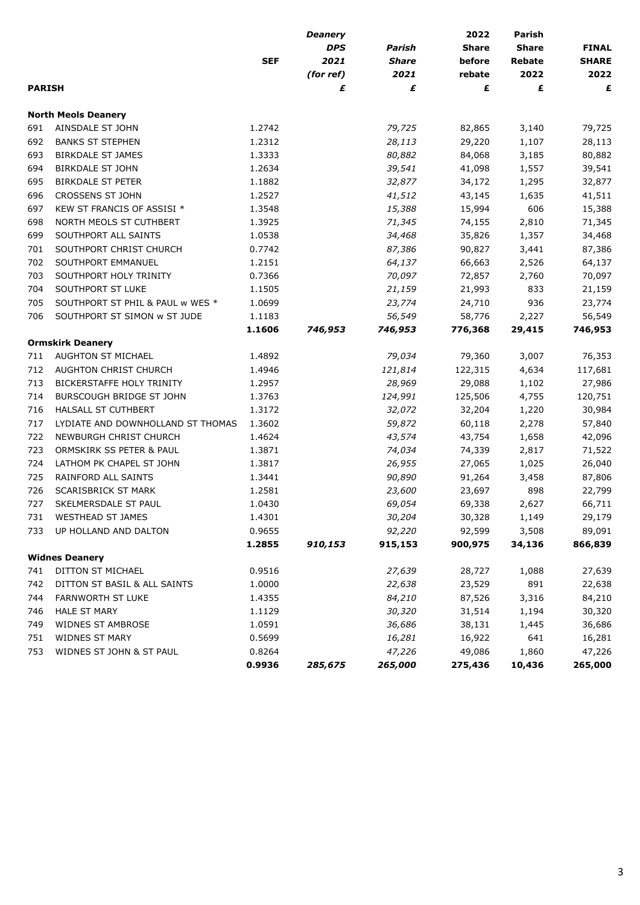| PARISH | | SEF | *Deanery DPS 2021 (for ref)* | *Parish Share 2021* | 2022 Share before rebate | Parish Share Rebate 2022 | FINAL SHARE 2022 |
|---|---|---|---|---|---|---|---|
| | | | *£* | *£* | £ | £ | £ |
| **North Meols Deanery** | | | | | | | |
| 691 | AINSDALE ST JOHN | 1.2742 | | *79,725* | 82,865 | 3,140 | 79,725 |
| 692 | BANKS ST STEPHEN | 1.2312 | | *28,113* | 29,220 | 1,107 | 28,113 |
| 693 | BIRKDALE ST JAMES | 1.3333 | | *80,882* | 84,068 | 3,185 | 80,882 |
| 694 | BIRKDALE ST JOHN | 1.2634 | | *39,541* | 41,098 | 1,557 | 39,541 |
| 695 | BIRKDALE ST PETER | 1.1882 | | *32,877* | 34,172 | 1,295 | 32,877 |
| 696 | CROSSENS ST JOHN | 1.2527 | | *41,512* | 43,145 | 1,635 | 41,511 |
| 697 | KEW ST FRANCIS OF ASSISI * | 1.3548 | | *15,388* | 15,994 | 606 | 15,388 |
| 698 | NORTH MEOLS ST CUTHBERT | 1.3925 | | *71,345* | 74,155 | 2,810 | 71,345 |
| 699 | SOUTHPORT ALL SAINTS | 1.0538 | | *34,468* | 35,826 | 1,357 | 34,468 |
| 701 | SOUTHPORT CHRIST CHURCH | 0.7742 | | *87,386* | 90,827 | 3,441 | 87,386 |
| 702 | SOUTHPORT EMMANUEL | 1.2151 | | *64,137* | 66,663 | 2,526 | 64,137 |
| 703 | SOUTHPORT HOLY TRINITY | 0.7366 | | *70,097* | 72,857 | 2,760 | 70,097 |
| 704 | SOUTHPORT ST LUKE | 1.1505 | | *21,159* | 21,993 | 833 | 21,159 |
| 705 | SOUTHPORT ST PHIL & PAUL w WES * | 1.0699 | | *23,774* | 24,710 | 936 | 23,774 |
| 706 | SOUTHPORT ST SIMON w ST JUDE | 1.1183 | | *56,549* | 58,776 | 2,227 | 56,549 |
| | | **1.1606** | ***746,953*** | ***746,953*** | **776,368** | **29,415** | **746,953** |
| **Ormskirk Deanery** | | | | | | | |
| 711 | AUGHTON ST MICHAEL | 1.4892 | | *79,034* | 79,360 | 3,007 | 76,353 |
| 712 | AUGHTON CHRIST CHURCH | 1.4946 | | *121,814* | 122,315 | 4,634 | 117,681 |
| 713 | BICKERSTAFFE HOLY TRINITY | 1.2957 | | *28,969* | 29,088 | 1,102 | 27,986 |
| 714 | BURSCOUGH BRIDGE ST JOHN | 1.3763 | | *124,991* | 125,506 | 4,755 | 120,751 |
| 716 | HALSALL ST CUTHBERT | 1.3172 | | *32,072* | 32,204 | 1,220 | 30,984 |
| 717 | LYDIATE AND DOWNHOLLAND ST THOMAS | 1.3602 | | *59,872* | 60,118 | 2,278 | 57,840 |
| 722 | NEWBURGH CHRIST CHURCH | 1.4624 | | *43,574* | 43,754 | 1,658 | 42,096 |
| 723 | ORMSKIRK SS PETER & PAUL | 1.3871 | | *74,034* | 74,339 | 2,817 | 71,522 |
| 724 | LATHOM PK CHAPEL ST JOHN | 1.3817 | | *26,955* | 27,065 | 1,025 | 26,040 |
| 725 | RAINFORD ALL SAINTS | 1.3441 | | *90,890* | 91,264 | 3,458 | 87,806 |
| 726 | SCARISBRICK ST MARK | 1.2581 | | *23,600* | 23,697 | 898 | 22,799 |
| 727 | SKELMERSDALE ST PAUL | 1.0430 | | *69,054* | 69,338 | 2,627 | 66,711 |
| 731 | WESTHEAD ST JAMES | 1.4301 | | *30,204* | 30,328 | 1,149 | 29,179 |
| 733 | UP HOLLAND AND DALTON | 0.9655 | | *92,220* | 92,599 | 3,508 | 89,091 |
| | | **1.2855** | ***910,153*** | ***915,153*** | **900,975** | **34,136** | **866,839** |
| **Widnes Deanery** | | | | | | | |
| 741 | DITTON ST MICHAEL | 0.9516 | | *27,639* | 28,727 | 1,088 | 27,639 |
| 742 | DITTON ST BASIL & ALL SAINTS | 1.0000 | | *22,638* | 23,529 | 891 | 22,638 |
| 744 | FARNWORTH ST LUKE | 1.4355 | | *84,210* | 87,526 | 3,316 | 84,210 |
| 746 | HALE ST MARY | 1.1129 | | *30,320* | 31,514 | 1,194 | 30,320 |
| 749 | WIDNES ST AMBROSE | 1.0591 | | *36,686* | 38,131 | 1,445 | 36,686 |
| 751 | WIDNES ST MARY | 0.5699 | | *16,281* | 16,922 | 641 | 16,281 |
| 753 | WIDNES ST JOHN & ST PAUL | 0.8264 | | *47,226* | 49,086 | 1,860 | 47,226 |
| | | **0.9936** | ***285,675*** | ***265,000*** | **275,436** | **10,436** | **265,000** |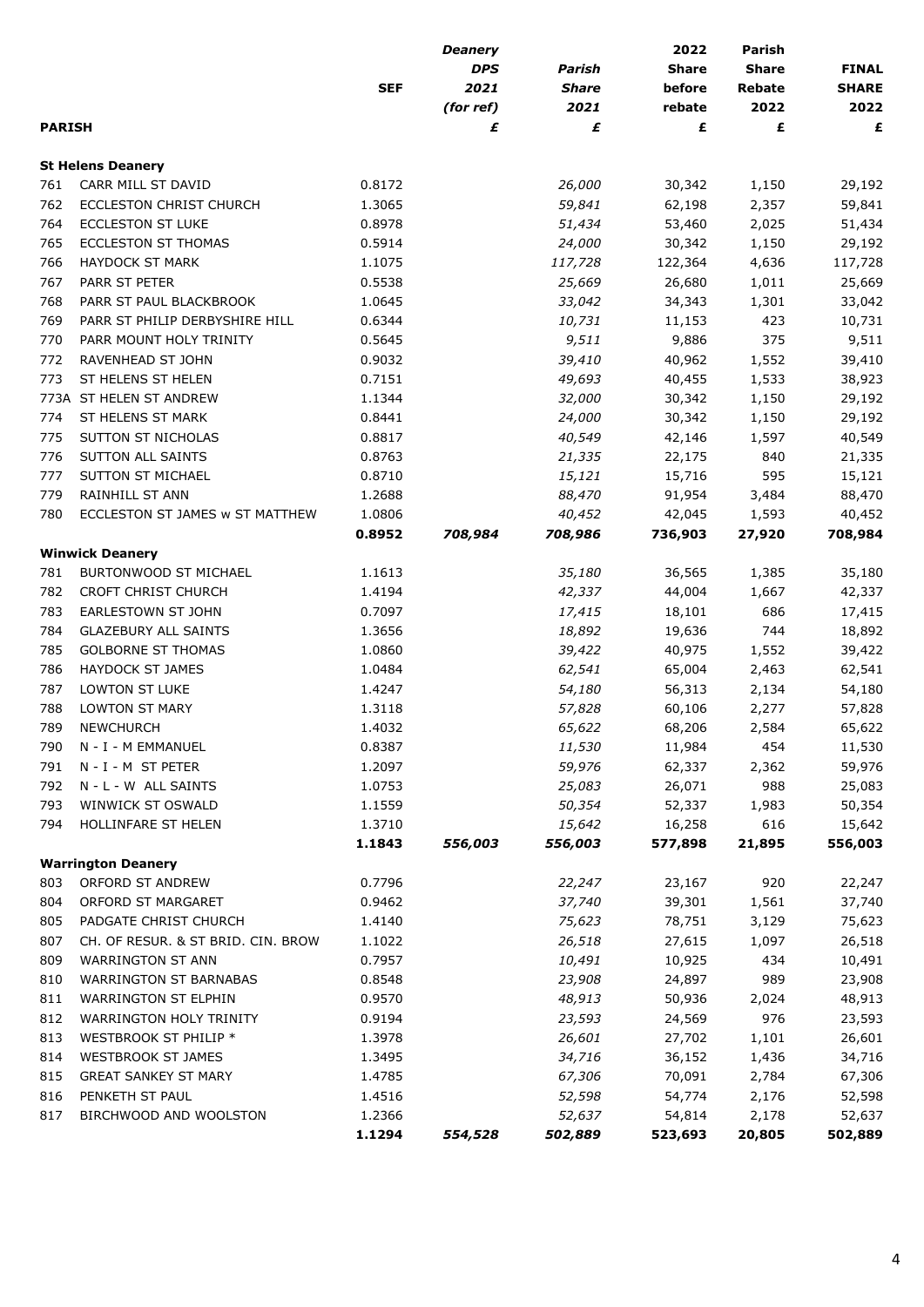| PARISH | | SEF | Deanery DPS 2021 (for ref) £ | Parish Share 2021 £ | 2022 Share before rebate £ | Parish Share Rebate 2022 £ | FINAL SHARE 2022 £ |
|---|---|---|---|---|---|---|---|
| **St Helens Deanery** | | | | | | | |
| 761 | CARR MILL ST DAVID | 0.8172 | | *26,000* | 30,342 | 1,150 | 29,192 |
| 762 | ECCLESTON CHRIST CHURCH | 1.3065 | | *59,841* | 62,198 | 2,357 | 59,841 |
| 764 | ECCLESTON ST LUKE | 0.8978 | | *51,434* | 53,460 | 2,025 | 51,434 |
| 765 | ECCLESTON ST THOMAS | 0.5914 | | *24,000* | 30,342 | 1,150 | 29,192 |
| 766 | HAYDOCK ST MARK | 1.1075 | | *117,728* | 122,364 | 4,636 | 117,728 |
| 767 | PARR ST PETER | 0.5538 | | *25,669* | 26,680 | 1,011 | 25,669 |
| 768 | PARR ST PAUL BLACKBROOK | 1.0645 | | *33,042* | 34,343 | 1,301 | 33,042 |
| 769 | PARR ST PHILIP DERBYSHIRE HILL | 0.6344 | | *10,731* | 11,153 | 423 | 10,731 |
| 770 | PARR MOUNT HOLY TRINITY | 0.5645 | | *9,511* | 9,886 | 375 | 9,511 |
| 772 | RAVENHEAD ST JOHN | 0.9032 | | *39,410* | 40,962 | 1,552 | 39,410 |
| 773 | ST HELENS ST HELEN | 0.7151 | | *49,693* | 40,455 | 1,533 | 38,923 |
| 773A | ST HELEN ST ANDREW | 1.1344 | | *32,000* | 30,342 | 1,150 | 29,192 |
| 774 | ST HELENS ST MARK | 0.8441 | | *24,000* | 30,342 | 1,150 | 29,192 |
| 775 | SUTTON ST NICHOLAS | 0.8817 | | *40,549* | 42,146 | 1,597 | 40,549 |
| 776 | SUTTON ALL SAINTS | 0.8763 | | *21,335* | 22,175 | 840 | 21,335 |
| 777 | SUTTON ST MICHAEL | 0.8710 | | *15,121* | 15,716 | 595 | 15,121 |
| 779 | RAINHILL ST ANN | 1.2688 | | *88,470* | 91,954 | 3,484 | 88,470 |
| 780 | ECCLESTON ST JAMES w ST MATTHEW | 1.0806 | | *40,452* | 42,045 | 1,593 | 40,452 |
| | | **0.8952** | ***708,984*** | ***708,986*** | **736,903** | **27,920** | **708,984** |
| **Winwick Deanery** | | | | | | | |
| 781 | BURTONWOOD ST MICHAEL | 1.1613 | | *35,180* | 36,565 | 1,385 | 35,180 |
| 782 | CROFT CHRIST CHURCH | 1.4194 | | *42,337* | 44,004 | 1,667 | 42,337 |
| 783 | EARLESTOWN ST JOHN | 0.7097 | | *17,415* | 18,101 | 686 | 17,415 |
| 784 | GLAZEBURY ALL SAINTS | 1.3656 | | *18,892* | 19,636 | 744 | 18,892 |
| 785 | GOLBORNE ST THOMAS | 1.0860 | | *39,422* | 40,975 | 1,552 | 39,422 |
| 786 | HAYDOCK ST JAMES | 1.0484 | | *62,541* | 65,004 | 2,463 | 62,541 |
| 787 | LOWTON ST LUKE | 1.4247 | | *54,180* | 56,313 | 2,134 | 54,180 |
| 788 | LOWTON ST MARY | 1.3118 | | *57,828* | 60,106 | 2,277 | 57,828 |
| 789 | NEWCHURCH | 1.4032 | | *65,622* | 68,206 | 2,584 | 65,622 |
| 790 | N - I - M EMMANUEL | 0.8387 | | *11,530* | 11,984 | 454 | 11,530 |
| 791 | N - I - M ST PETER | 1.2097 | | *59,976* | 62,337 | 2,362 | 59,976 |
| 792 | N - L - W ALL SAINTS | 1.0753 | | *25,083* | 26,071 | 988 | 25,083 |
| 793 | WINWICK ST OSWALD | 1.1559 | | *50,354* | 52,337 | 1,983 | 50,354 |
| 794 | HOLLINFARE ST HELEN | 1.3710 | | *15,642* | 16,258 | 616 | 15,642 |
| | | **1.1843** | ***556,003*** | ***556,003*** | **577,898** | **21,895** | **556,003** |
| **Warrington Deanery** | | | | | | | |
| 803 | ORFORD ST ANDREW | 0.7796 | | *22,247* | 23,167 | 920 | 22,247 |
| 804 | ORFORD ST MARGARET | 0.9462 | | *37,740* | 39,301 | 1,561 | 37,740 |
| 805 | PADGATE CHRIST CHURCH | 1.4140 | | *75,623* | 78,751 | 3,129 | 75,623 |
| 807 | CH. OF RESUR. & ST BRID. CIN. BROW | 1.1022 | | *26,518* | 27,615 | 1,097 | 26,518 |
| 809 | WARRINGTON ST ANN | 0.7957 | | *10,491* | 10,925 | 434 | 10,491 |
| 810 | WARRINGTON ST BARNABAS | 0.8548 | | *23,908* | 24,897 | 989 | 23,908 |
| 811 | WARRINGTON ST ELPHIN | 0.9570 | | *48,913* | 50,936 | 2,024 | 48,913 |
| 812 | WARRINGTON HOLY TRINITY | 0.9194 | | *23,593* | 24,569 | 976 | 23,593 |
| 813 | WESTBROOK ST PHILIP * | 1.3978 | | *26,601* | 27,702 | 1,101 | 26,601 |
| 814 | WESTBROOK ST JAMES | 1.3495 | | *34,716* | 36,152 | 1,436 | 34,716 |
| 815 | GREAT SANKEY ST MARY | 1.4785 | | *67,306* | 70,091 | 2,784 | 67,306 |
| 816 | PENKETH ST PAUL | 1.4516 | | *52,598* | 54,774 | 2,176 | 52,598 |
| 817 | BIRCHWOOD AND WOOLSTON | 1.2366 | | *52,637* | 54,814 | 2,178 | 52,637 |
| | | **1.1294** | ***554,528*** | ***502,889*** | **523,693** | **20,805** | **502,889** |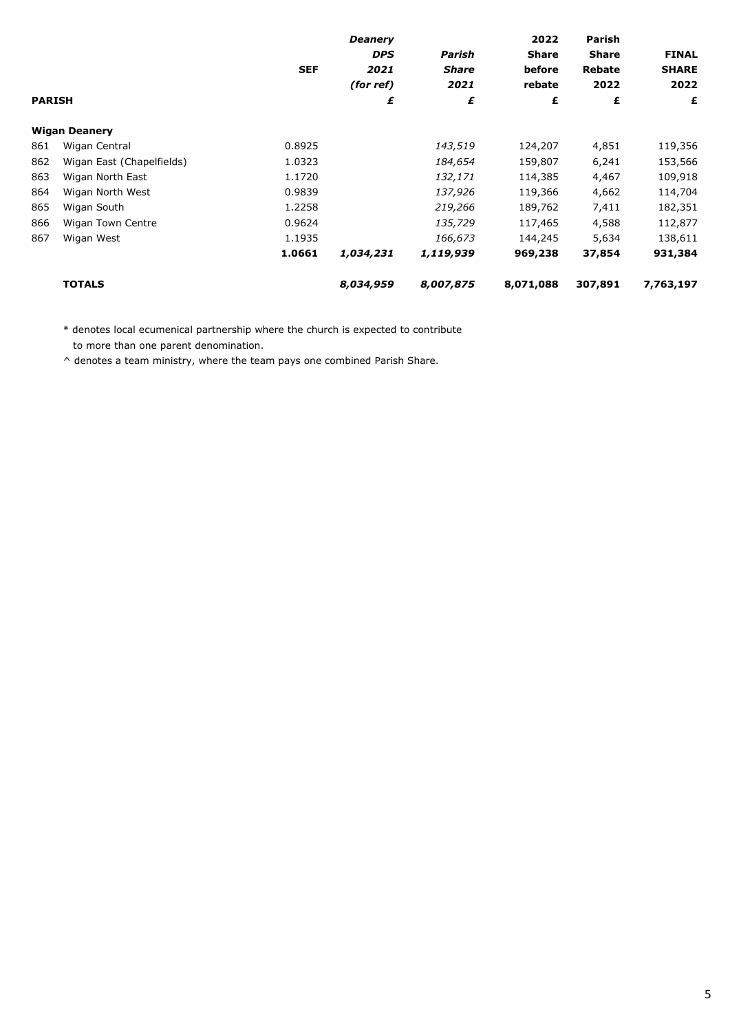| PARISH | | SEF | *Deanery DPS 2021 (for ref)* £ | *Parish Share 2021* £ | **2022 Share before rebate** £ | **Parish Share Rebate 2022** £ | **FINAL SHARE 2022** £ |
|---|---|---|---|---|---|---|---|
| **Wigan Deanery** | | | | | | | |
| 861 | Wigan Central | 0.8925 | | *143,519* | 124,207 | 4,851 | 119,356 |
| 862 | Wigan East (Chapelfields) | 1.0323 | | *184,654* | 159,807 | 6,241 | 153,566 |
| 863 | Wigan North East | 1.1720 | | *132,171* | 114,385 | 4,467 | 109,918 |
| 864 | Wigan North West | 0.9839 | | *137,926* | 119,366 | 4,662 | 114,704 |
| 865 | Wigan South | 1.2258 | | *219,266* | 189,762 | 7,411 | 182,351 |
| 866 | Wigan Town Centre | 0.9624 | | *135,729* | 117,465 | 4,588 | 112,877 |
| 867 | Wigan West | 1.1935 | | *166,673* | 144,245 | 5,634 | 138,611 |
| | | **1.0661** | ***1,034,231*** | ***1,119,939*** | **969,238** | **37,854** | **931,384** |
| | **TOTALS** | | ***8,034,959*** | ***8,007,875*** | **8,071,088** | **307,891** | **7,763,197** |

* denotes local ecumenical partnership where the church is expected to contribute to more than one parent denomination.

^ denotes a team ministry, where the team pays one combined Parish Share.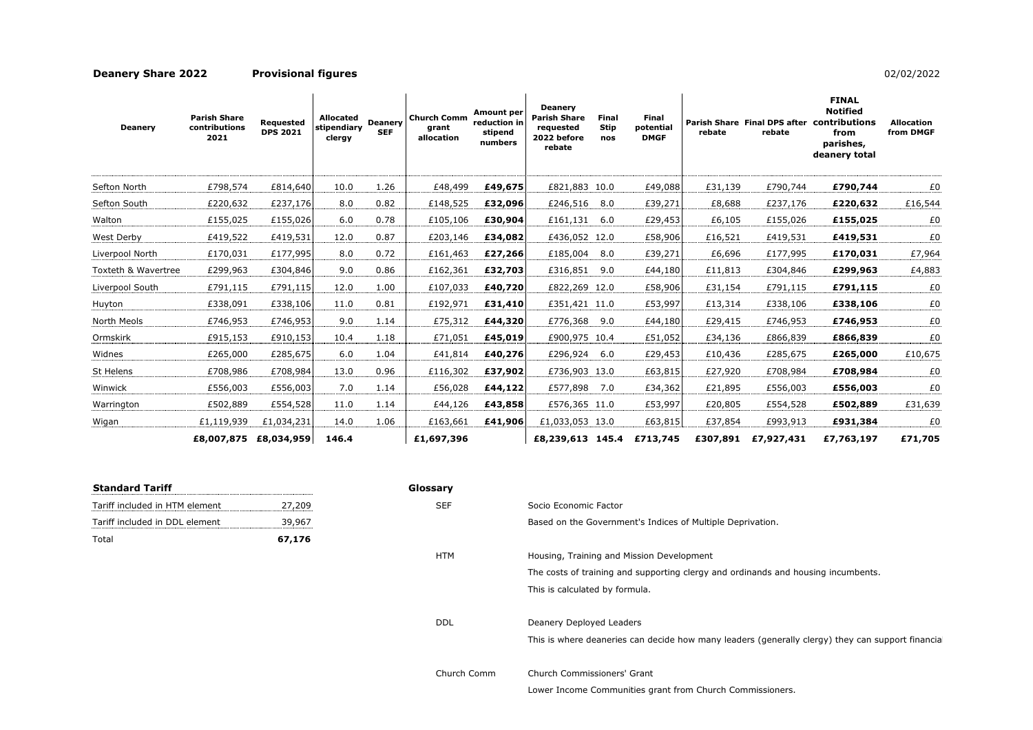**Deanery Share 2022** **Provisional figures** 02/02/2022

| Deanery | Parish Share contributions 2021 | Requested DPS 2021 | Allocated stipendiary clergy | Deanery SEF | Church Comm grant allocation | Amount per reduction in stipend numbers | Deanery Parish Share requested 2022 before rebate | Final Stip nos | Final potential DMGF | Parish Share rebate | Final DPS after rebate | FINAL Notified contributions from parishes, deanery total | Allocation from DMGF |
|---|---|---|---|---|---|---|---|---|---|---|---|---|---|
| Sefton North | £798,574 | £814,640 | 10.0 | 1.26 | £48,499 | **£49,675** | £821,883 | 10.0 | £49,088 | £31,139 | £790,744 | **£790,744** | £0 |
| Sefton South | £220,632 | £237,176 | 8.0 | 0.82 | £148,525 | **£32,096** | £246,516 | 8.0 | £39,271 | £8,688 | £237,176 | **£220,632** | £16,544 |
| Walton | £155,025 | £155,026 | 6.0 | 0.78 | £105,106 | **£30,904** | £161,131 | 6.0 | £29,453 | £6,105 | £155,026 | **£155,025** | £0 |
| West Derby | £419,522 | £419,531 | 12.0 | 0.87 | £203,146 | **£34,082** | £436,052 | 12.0 | £58,906 | £16,521 | £419,531 | **£419,531** | £0 |
| Liverpool North | £170,031 | £177,995 | 8.0 | 0.72 | £161,463 | **£27,266** | £185,004 | 8.0 | £39,271 | £6,696 | £177,995 | **£170,031** | £7,964 |
| Toxteth & Wavertree | £299,963 | £304,846 | 9.0 | 0.86 | £162,361 | **£32,703** | £316,851 | 9.0 | £44,180 | £11,813 | £304,846 | **£299,963** | £4,883 |
| Liverpool South | £791,115 | £791,115 | 12.0 | 1.00 | £107,033 | **£40,720** | £822,269 | 12.0 | £58,906 | £31,154 | £791,115 | **£791,115** | £0 |
| Huyton | £338,091 | £338,106 | 11.0 | 0.81 | £192,971 | **£31,410** | £351,421 | 11.0 | £53,997 | £13,314 | £338,106 | **£338,106** | £0 |
| North Meols | £746,953 | £746,953 | 9.0 | 1.14 | £75,312 | **£44,320** | £776,368 | 9.0 | £44,180 | £29,415 | £746,953 | **£746,953** | £0 |
| Ormskirk | £915,153 | £910,153 | 10.4 | 1.18 | £71,051 | **£45,019** | £900,975 | 10.4 | £51,052 | £34,136 | £866,839 | **£866,839** | £0 |
| Widnes | £265,000 | £285,675 | 6.0 | 1.04 | £41,814 | **£40,276** | £296,924 | 6.0 | £29,453 | £10,436 | £285,675 | **£265,000** | £10,675 |
| St Helens | £708,986 | £708,984 | 13.0 | 0.96 | £116,302 | **£37,902** | £736,903 | 13.0 | £63,815 | £27,920 | £708,984 | **£708,984** | £0 |
| Winwick | £556,003 | £556,003 | 7.0 | 1.14 | £56,028 | **£44,122** | £577,898 | 7.0 | £34,362 | £21,895 | £556,003 | **£556,003** | £0 |
| Warrington | £502,889 | £554,528 | 11.0 | 1.14 | £44,126 | **£43,858** | £576,365 | 11.0 | £53,997 | £20,805 | £554,528 | **£502,889** | £31,639 |
| Wigan | £1,119,939 | £1,034,231 | 14.0 | 1.06 | £163,661 | **£41,906** | £1,033,053 | 13.0 | £63,815 | £37,854 | £993,913 | **£931,384** | £0 |
| | **£8,007,875** | **£8,034,959** | **146.4** | | **£1,697,396** | | **£8,239,613** | **145.4** | **£713,745** | **£307,891** | **£7,927,431** | **£7,763,197** | **£71,705** |

| Standard Tariff | |
|---|---|
| Tariff included in HTM element | 27,209 |
| Tariff included in DDL element | 39,967 |
| Total | **67,176** |

**Glossary**

| | |
|---|---|
| SEF | Socio Economic Factor |
| | Based on the Government's Indices of Multiple Deprivation. |
| HTM | Housing, Training and Mission Development |
| | The costs of training and supporting clergy and ordinands and housing incumbents. |
| | This is calculated by formula. |
| DDL | Deanery Deployed Leaders |
| | This is where deaneries can decide how many leaders (generally clergy) they can support financia |
| Church Comm | Church Commissioners' Grant |
| | Lower Income Communities grant from Church Commissioners. |